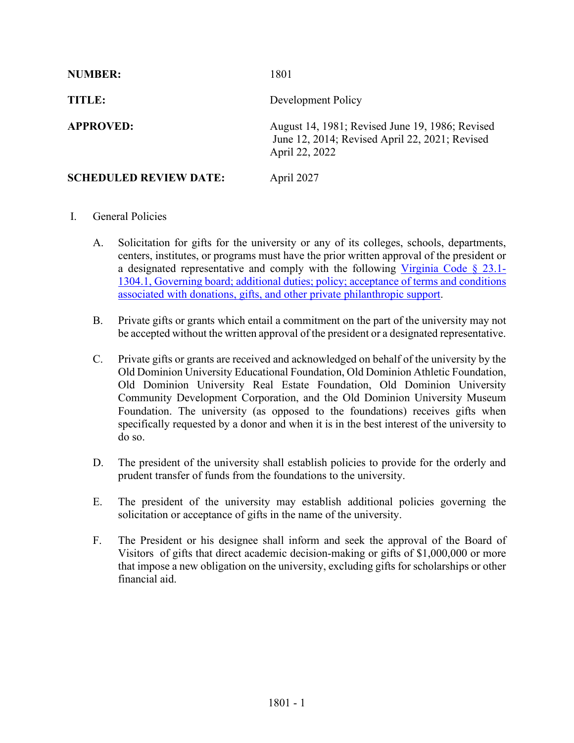**NUMBER:** 1801

**TITLE:** Development Policy

**APPROVED:** August 14, 1981; Revised June 19, 1986; Revised June 12, 2014; Revised April 22, 2021; Revised April 22, 2022

**SCHEDULED REVIEW DATE:** April 2027

I. General Policies

A. Solicitation for gifts for the university or any of its colleges, schools, departments, centers, institutes, or programs must have the prior written approval of the president or a designated representative and comply with the following Virginia Code § 23.1-1304.1, Governing board; additional duties; policy; acceptance of terms and conditions associated with donations, gifts, and other private philanthropic support.

B. Private gifts or grants which entail a commitment on the part of the university may not be accepted without the written approval of the president or a designated representative.

C. Private gifts or grants are received and acknowledged on behalf of the university by the Old Dominion University Educational Foundation, Old Dominion Athletic Foundation, Old Dominion University Real Estate Foundation, Old Dominion University Community Development Corporation, and the Old Dominion University Museum Foundation. The university (as opposed to the foundations) receives gifts when specifically requested by a donor and when it is in the best interest of the university to do so.

D. The president of the university shall establish policies to provide for the orderly and prudent transfer of funds from the foundations to the university.

E. The president of the university may establish additional policies governing the solicitation or acceptance of gifts in the name of the university.

F. The President or his designee shall inform and seek the approval of the Board of Visitors of gifts that direct academic decision-making or gifts of $1,000,000 or more that impose a new obligation on the university, excluding gifts for scholarships or other financial aid.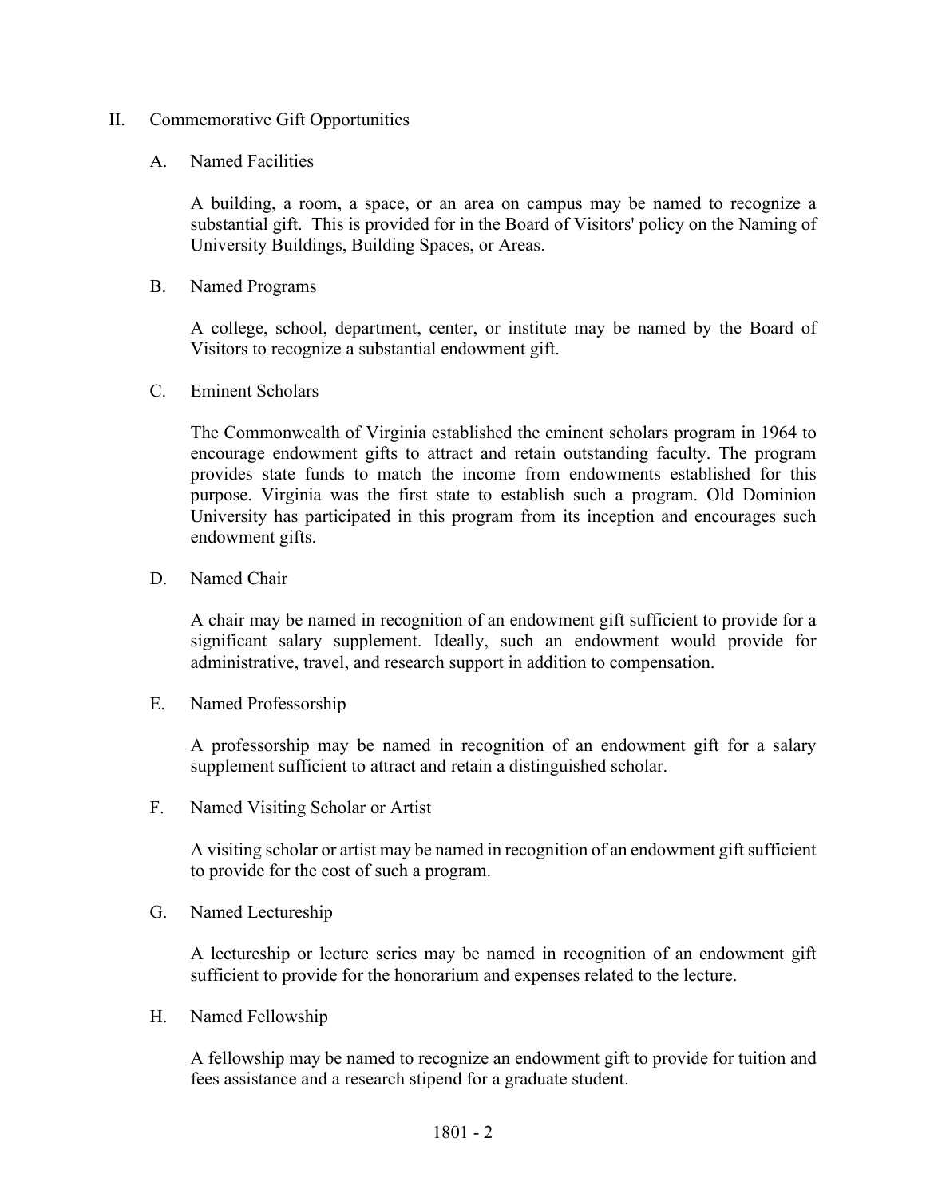## II. Commemorative Gift Opportunities

### A. Named Facilities

A building, a room, a space, or an area on campus may be named to recognize a substantial gift. This is provided for in the Board of Visitors' policy on the Naming of University Buildings, Building Spaces, or Areas.

### B. Named Programs

A college, school, department, center, or institute may be named by the Board of Visitors to recognize a substantial endowment gift.

### C. Eminent Scholars

The Commonwealth of Virginia established the eminent scholars program in 1964 to encourage endowment gifts to attract and retain outstanding faculty. The program provides state funds to match the income from endowments established for this purpose. Virginia was the first state to establish such a program. Old Dominion University has participated in this program from its inception and encourages such endowment gifts.

### D. Named Chair

A chair may be named in recognition of an endowment gift sufficient to provide for a significant salary supplement. Ideally, such an endowment would provide for administrative, travel, and research support in addition to compensation.

### E. Named Professorship

A professorship may be named in recognition of an endowment gift for a salary supplement sufficient to attract and retain a distinguished scholar.

### F. Named Visiting Scholar or Artist

A visiting scholar or artist may be named in recognition of an endowment gift sufficient to provide for the cost of such a program.

### G. Named Lectureship

A lectureship or lecture series may be named in recognition of an endowment gift sufficient to provide for the honorarium and expenses related to the lecture.

### H. Named Fellowship

A fellowship may be named to recognize an endowment gift to provide for tuition and fees assistance and a research stipend for a graduate student.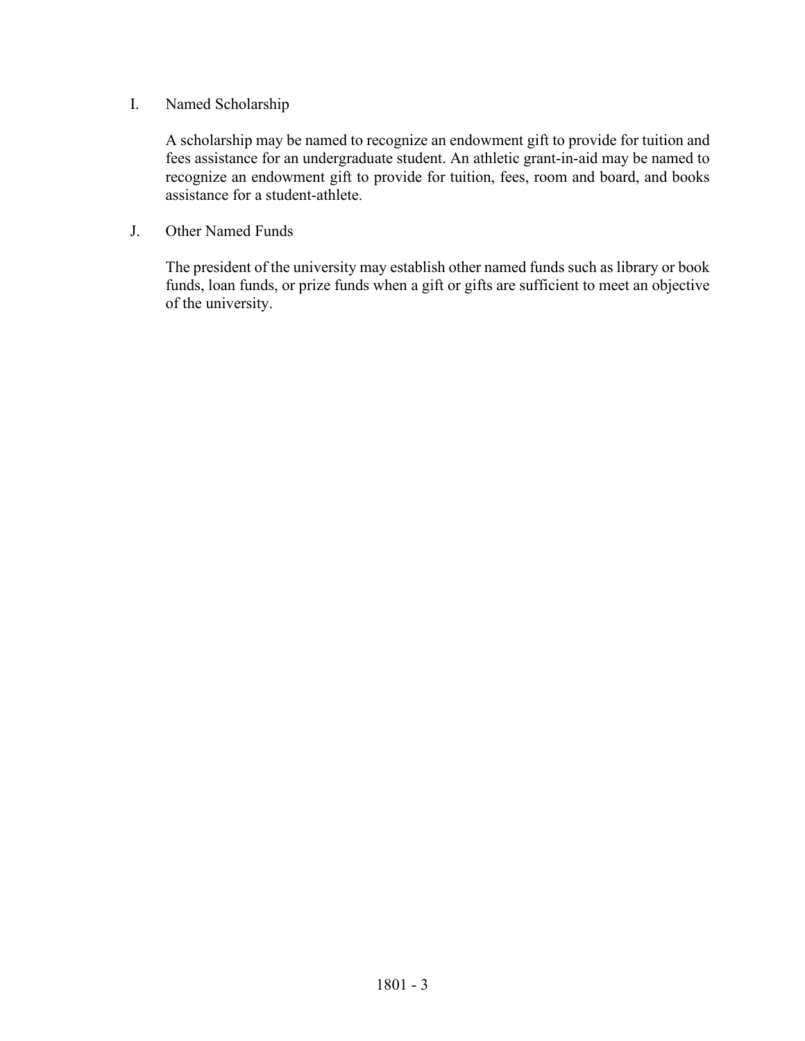I. Named Scholarship

A scholarship may be named to recognize an endowment gift to provide for tuition and fees assistance for an undergraduate student. An athletic grant-in-aid may be named to recognize an endowment gift to provide for tuition, fees, room and board, and books assistance for a student-athlete.

J. Other Named Funds

The president of the university may establish other named funds such as library or book funds, loan funds, or prize funds when a gift or gifts are sufficient to meet an objective of the university.